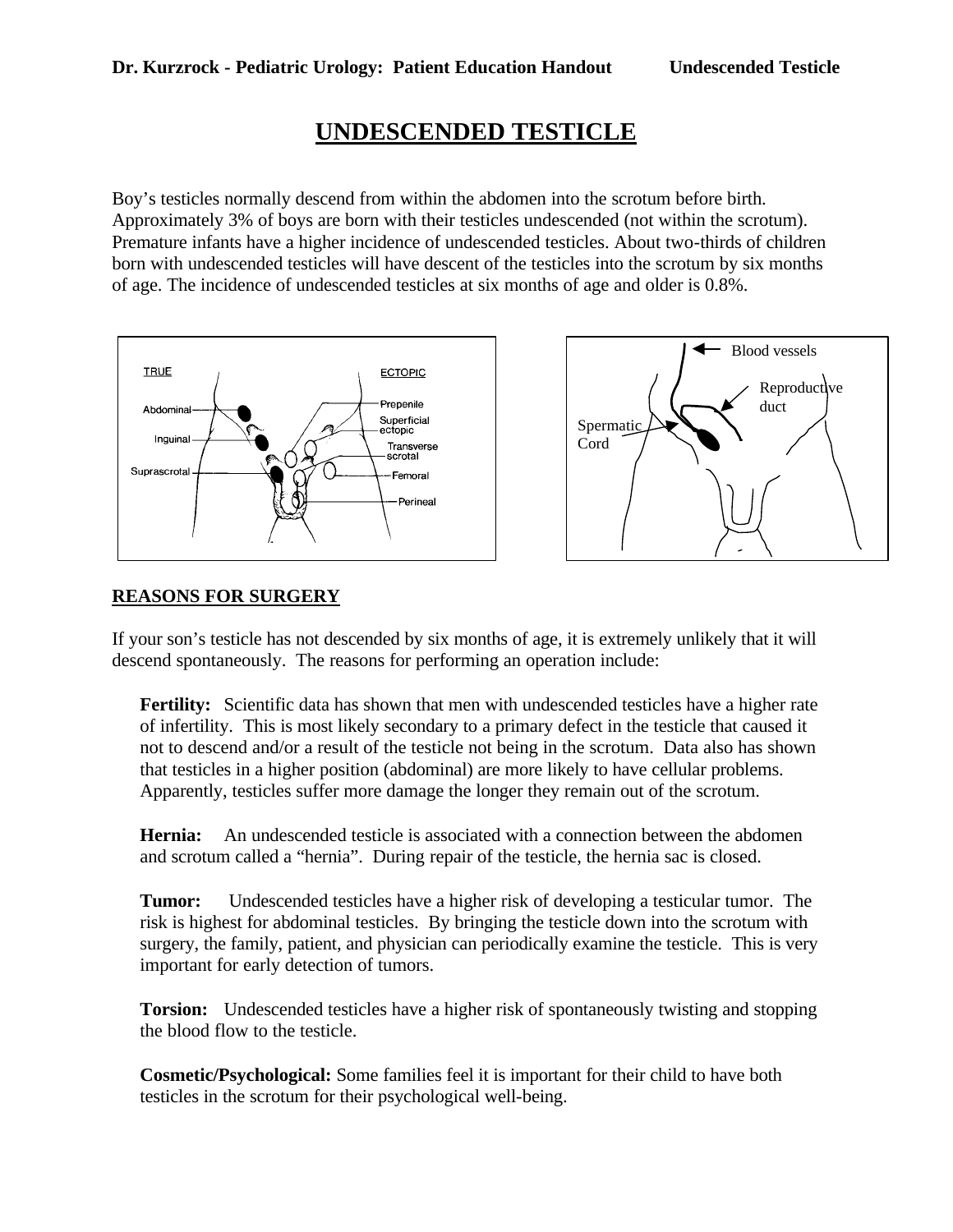# UNDESCENDED TESTICLE

Boy's testicles normally descend from within the abdomen into the scrotum before birth. Approximately 3% of boys are born with their testicles undescended (not within the scrotum). Premature infants have a higher incidence of undescended testicles. About two-thirds of children born with undescended testicles will have descent of the testicles into the scrotum by six months of age. The incidence of undescended testicles at six months of age and older is 0.8%.

## REASONS FOR SURGERY

If your son's testicle has not descended by six months of age, it is extremely unlikely that it will descend spontaneously. The reasons for performing an operation include:

**Fertility:** Scientific data has shown that men with undescended testicles have a higher rate of infertility. This is most likely secondary to a primary defect in the testicle that caused it not to descend and/or a result of the testicle not being in the scrotum. Data also has shown that testicles in a higher position (abdominal) are more likely to have cellular problems. Apparently, testicles suffer more damage the longer they remain out of the scrotum.

**Hernia:** An undescended testicle is associated with a connection between the abdomen and scrotum called a "hernia". During repair of the testicle, the hernia sac is closed.

**Tumor:** Undescended testicles have a higher risk of developing a testicular tumor. The risk is highest for abdominal testicles. By bringing the testicle down into the scrotum with surgery, the family, patient, and physician can periodically examine the testicle. This is very important for early detection of tumors.

**Torsion:** Undescended testicles have a higher risk of spontaneously twisting and stopping the blood flow to the testicle.

**Cosmetic/Psychological:** Some families feel it is important for their child to have both testicles in the scrotum for their psychological well-being.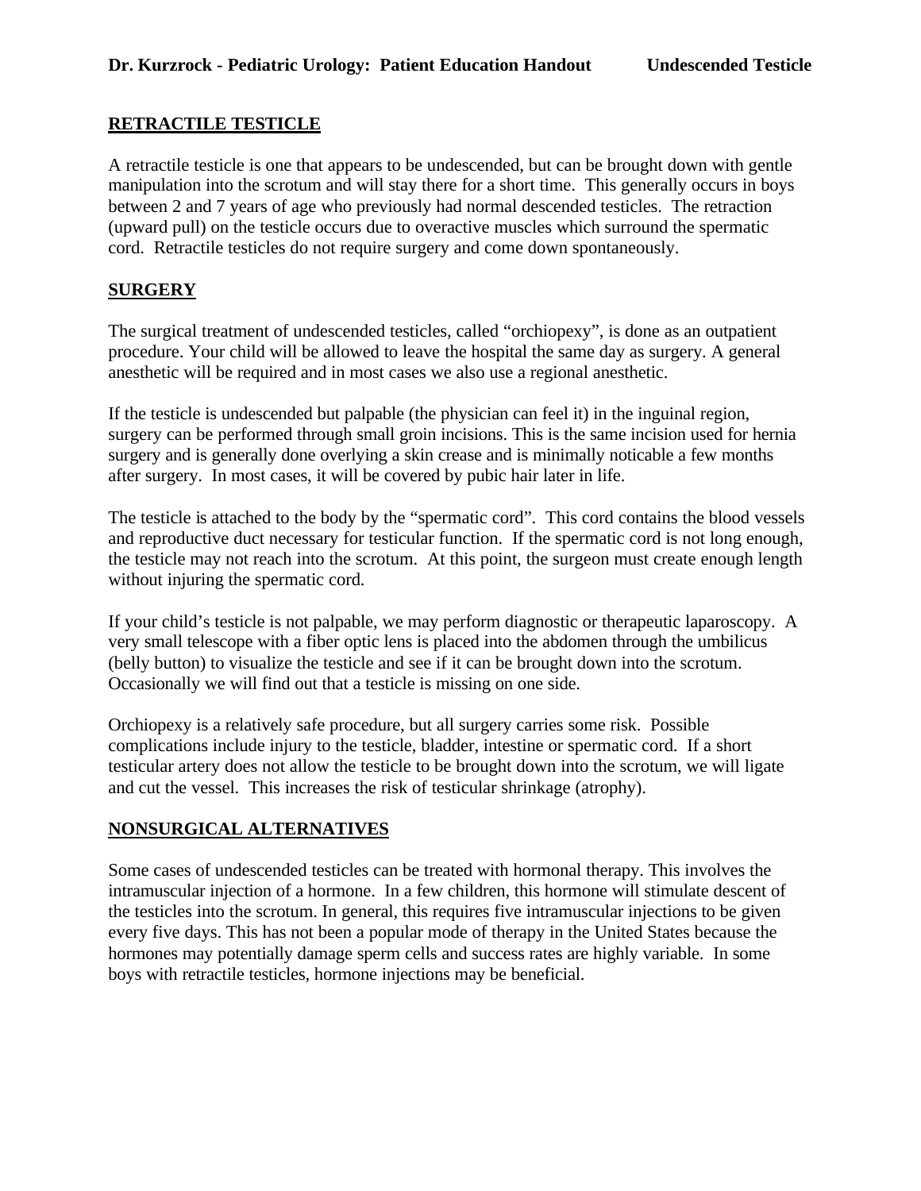## RETRACTILE TESTICLE

A retractile testicle is one that appears to be undescended, but can be brought down with gentle manipulation into the scrotum and will stay there for a short time. This generally occurs in boys between 2 and 7 years of age who previously had normal descended testicles. The retraction (upward pull) on the testicle occurs due to overactive muscles which surround the spermatic cord. Retractile testicles do not require surgery and come down spontaneously.

## SURGERY

The surgical treatment of undescended testicles, called "orchiopexy", is done as an outpatient procedure. Your child will be allowed to leave the hospital the same day as surgery. A general anesthetic will be required and in most cases we also use a regional anesthetic.

If the testicle is undescended but palpable (the physician can feel it) in the inguinal region, surgery can be performed through small groin incisions. This is the same incision used for hernia surgery and is generally done overlying a skin crease and is minimally noticable a few months after surgery. In most cases, it will be covered by pubic hair later in life.

The testicle is attached to the body by the "spermatic cord". This cord contains the blood vessels and reproductive duct necessary for testicular function. If the spermatic cord is not long enough, the testicle may not reach into the scrotum. At this point, the surgeon must create enough length without injuring the spermatic cord.

If your child's testicle is not palpable, we may perform diagnostic or therapeutic laparoscopy. A very small telescope with a fiber optic lens is placed into the abdomen through the umbilicus (belly button) to visualize the testicle and see if it can be brought down into the scrotum. Occasionally we will find out that a testicle is missing on one side.

Orchiopexy is a relatively safe procedure, but all surgery carries some risk. Possible complications include injury to the testicle, bladder, intestine or spermatic cord. If a short testicular artery does not allow the testicle to be brought down into the scrotum, we will ligate and cut the vessel. This increases the risk of testicular shrinkage (atrophy).

## NONSURGICAL ALTERNATIVES

Some cases of undescended testicles can be treated with hormonal therapy. This involves the intramuscular injection of a hormone. In a few children, this hormone will stimulate descent of the testicles into the scrotum. In general, this requires five intramuscular injections to be given every five days. This has not been a popular mode of therapy in the United States because the hormones may potentially damage sperm cells and success rates are highly variable. In some boys with retractile testicles, hormone injections may be beneficial.